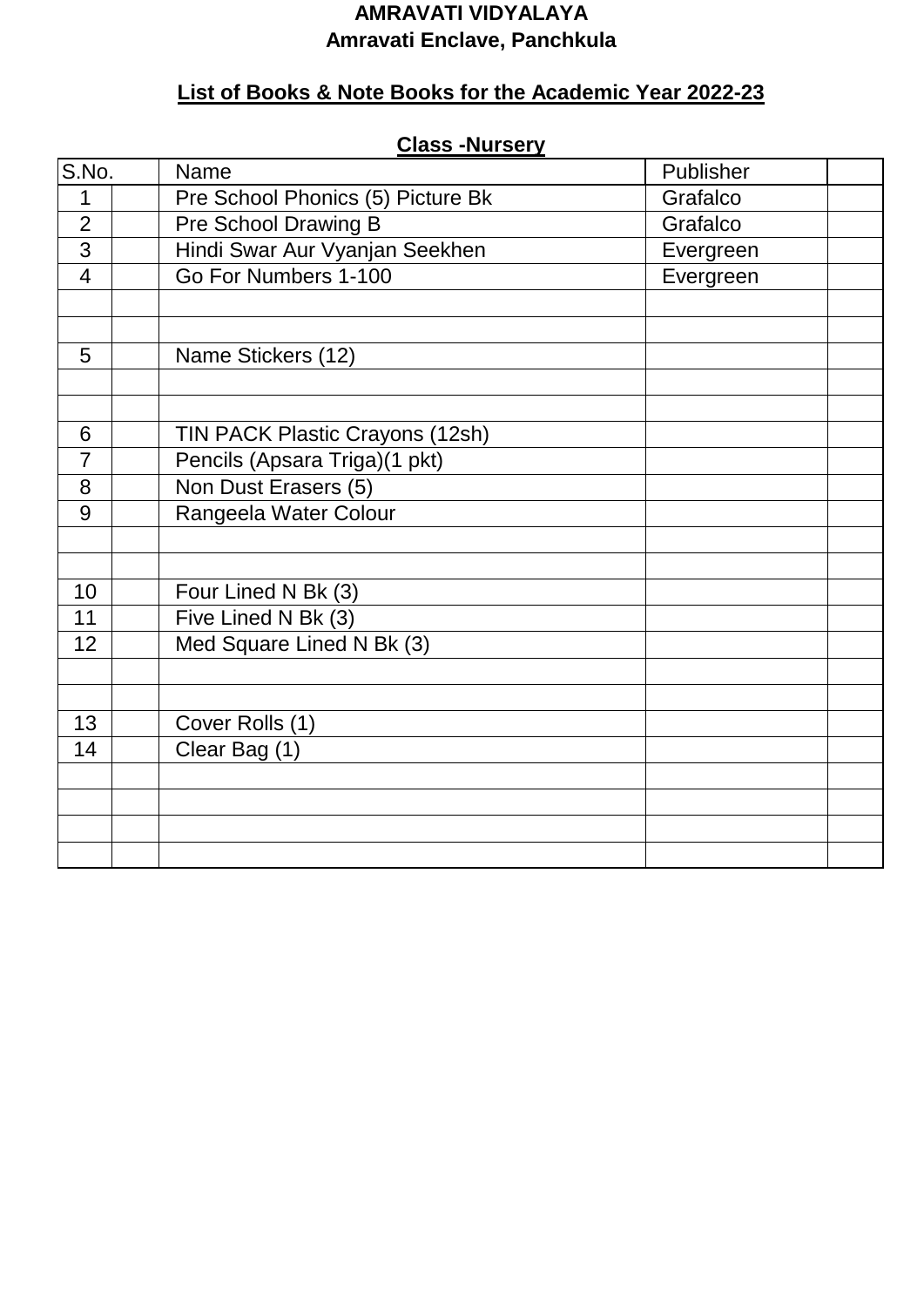**AMRAVATI VIDYALAYA**
**Amravati Enclave, Panchkula**

## List of Books & Note Books for the Academic Year 2022-23

### Class -Nursery

| S.No. | | Name | Publisher | |
|---|---|---|---|---|
| 1 | | Pre School Phonics (5) Picture Bk | Grafalco | |
| 2 | | Pre School Drawing B | Grafalco | |
| 3 | | Hindi Swar Aur Vyanjan Seekhen | Evergreen | |
| 4 | | Go For Numbers 1-100 | Evergreen | |
| | | | | |
| | | | | |
| 5 | | Name Stickers (12) | | |
| | | | | |
| | | | | |
| 6 | | TIN PACK Plastic Crayons (12sh) | | |
| 7 | | Pencils (Apsara Triga)(1 pkt) | | |
| 8 | | Non Dust Erasers (5) | | |
| 9 | | Rangeela Water Colour | | |
| | | | | |
| | | | | |
| 10 | | Four Lined N Bk (3) | | |
| 11 | | Five Lined N Bk (3) | | |
| 12 | | Med Square Lined N Bk (3) | | |
| | | | | |
| | | | | |
| 13 | | Cover Rolls (1) | | |
| 14 | | Clear Bag (1) | | |
| | | | | |
| | | | | |
| | | | | |
| | | | | |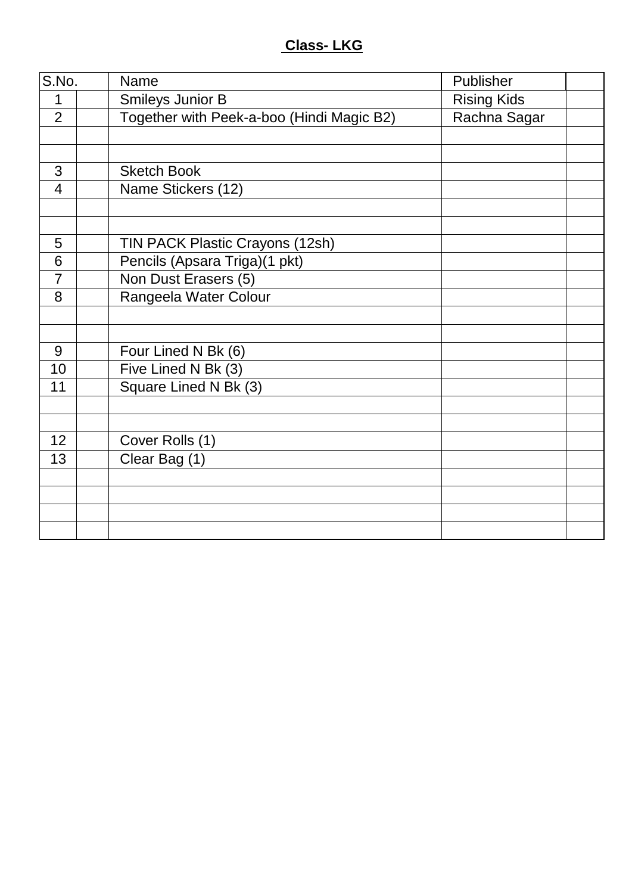**Class- LKG**

| S.No. | | Name | Publisher | |
|---|---|---|---|---|
| 1 | | Smileys Junior B | Rising Kids | |
| 2 | | Together with Peek-a-boo (Hindi Magic B2) | Rachna Sagar | |
| | | | | |
| | | | | |
| 3 | | Sketch Book | | |
| 4 | | Name Stickers (12) | | |
| | | | | |
| | | | | |
| 5 | | TIN PACK Plastic Crayons (12sh) | | |
| 6 | | Pencils (Apsara Triga)(1 pkt) | | |
| 7 | | Non Dust Erasers (5) | | |
| 8 | | Rangeela Water Colour | | |
| | | | | |
| | | | | |
| 9 | | Four Lined N Bk (6) | | |
| 10 | | Five Lined N Bk (3) | | |
| 11 | | Square Lined N Bk (3) | | |
| | | | | |
| | | | | |
| 12 | | Cover Rolls (1) | | |
| 13 | | Clear Bag (1) | | |
| | | | | |
| | | | | |
| | | | | |
| | | | | |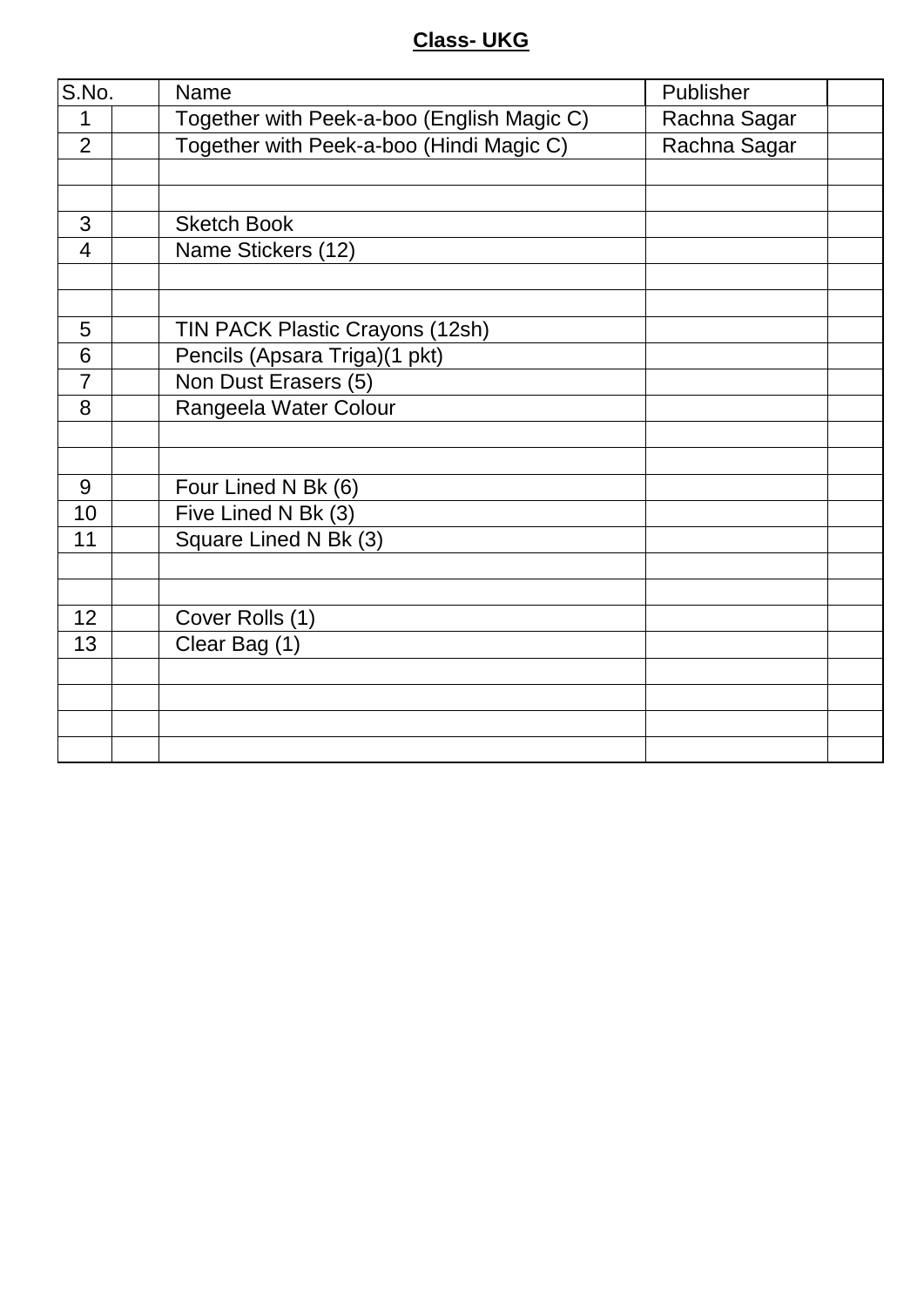**Class- UKG**

| S.No. | | Name | Publisher | |
|---|---|---|---|---|
| 1 | | Together with Peek-a-boo (English Magic C) | Rachna Sagar | |
| 2 | | Together with Peek-a-boo (Hindi Magic C) | Rachna Sagar | |
| | | | | |
| | | | | |
| 3 | | Sketch Book | | |
| 4 | | Name Stickers (12) | | |
| | | | | |
| | | | | |
| 5 | | TIN PACK Plastic Crayons (12sh) | | |
| 6 | | Pencils (Apsara Triga)(1 pkt) | | |
| 7 | | Non Dust Erasers (5) | | |
| 8 | | Rangeela Water Colour | | |
| | | | | |
| | | | | |
| 9 | | Four Lined N Bk (6) | | |
| 10 | | Five Lined N Bk (3) | | |
| 11 | | Square Lined N Bk (3) | | |
| | | | | |
| | | | | |
| 12 | | Cover Rolls (1) | | |
| 13 | | Clear Bag (1) | | |
| | | | | |
| | | | | |
| | | | | |
| | | | | |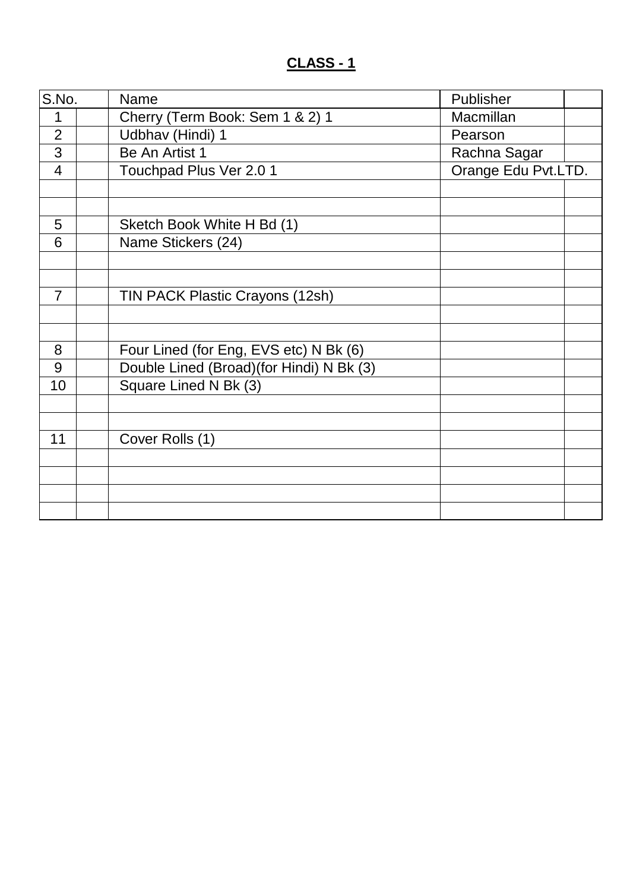**CLASS - 1**

| S.No. | | Name | Publisher | |
|---|---|---|---|---|
| 1 | | Cherry (Term Book: Sem 1 & 2) 1 | Macmillan | |
| 2 | | Udbhav (Hindi) 1 | Pearson | |
| 3 | | Be An Artist 1 | Rachna Sagar | |
| 4 | | Touchpad Plus Ver 2.0 1 | Orange Edu Pvt.LTD. | |
| | | | | |
| | | | | |
| 5 | | Sketch Book White H Bd (1) | | |
| 6 | | Name Stickers (24) | | |
| | | | | |
| | | | | |
| 7 | | TIN PACK Plastic Crayons (12sh) | | |
| | | | | |
| | | | | |
| 8 | | Four Lined (for Eng, EVS etc) N Bk (6) | | |
| 9 | | Double Lined (Broad)(for Hindi) N Bk (3) | | |
| 10 | | Square Lined N Bk (3) | | |
| | | | | |
| | | | | |
| 11 | | Cover Rolls (1) | | |
| | | | | |
| | | | | |
| | | | | |
| | | | | |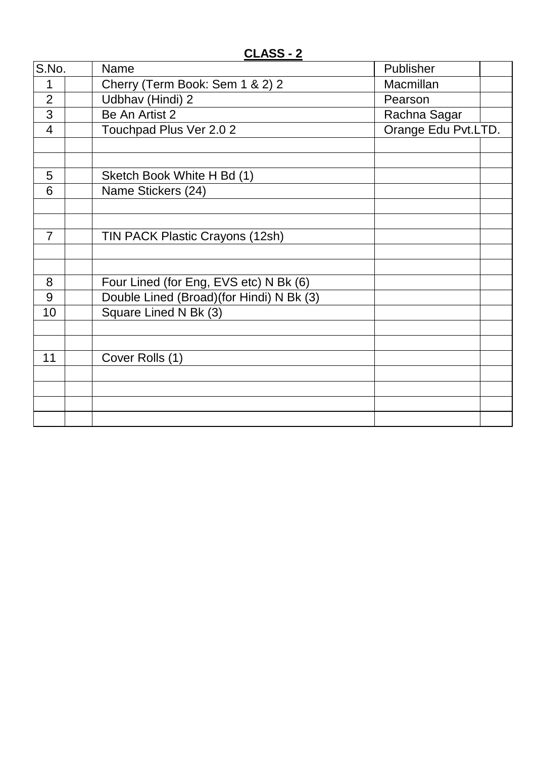## CLASS - 2

| S.No. | | Name | Publisher | |
|---|---|---|---|---|
| 1 | | Cherry (Term Book: Sem 1 & 2) 2 | Macmillan | |
| 2 | | Udbhav (Hindi) 2 | Pearson | |
| 3 | | Be An Artist 2 | Rachna Sagar | |
| 4 | | Touchpad Plus Ver 2.0 2 | Orange Edu Pvt.LTD. | |
| | | | | |
| | | | | |
| 5 | | Sketch Book White H Bd (1) | | |
| 6 | | Name Stickers (24) | | |
| | | | | |
| | | | | |
| 7 | | TIN PACK Plastic Crayons (12sh) | | |
| | | | | |
| | | | | |
| 8 | | Four Lined (for Eng, EVS etc) N Bk (6) | | |
| 9 | | Double Lined (Broad)(for Hindi) N Bk (3) | | |
| 10 | | Square Lined N Bk (3) | | |
| | | | | |
| | | | | |
| 11 | | Cover Rolls (1) | | |
| | | | | |
| | | | | |
| | | | | |
| | | | | |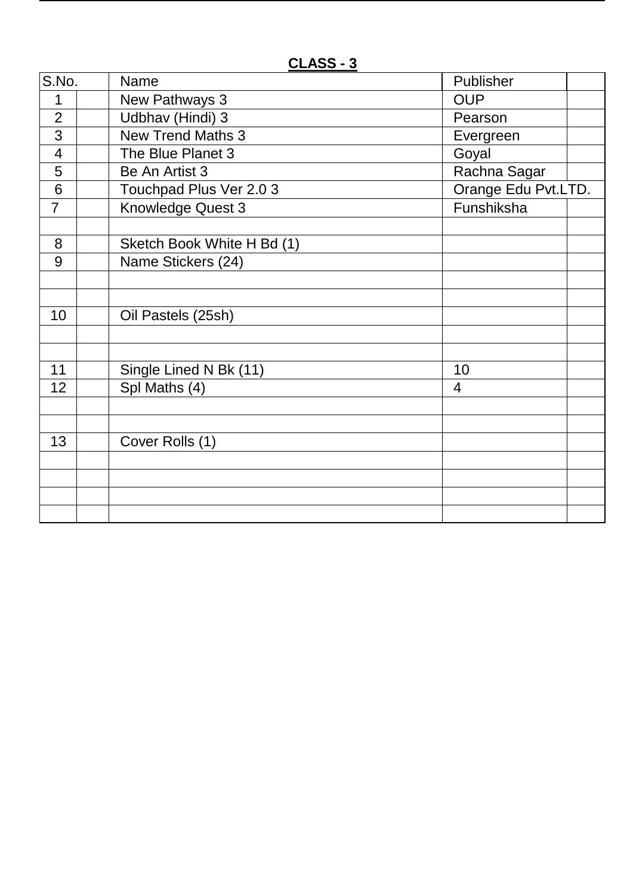## CLASS - 3

| S.No. | | Name | Publisher | |
|---|---|---|---|---|
| 1 | | New Pathways 3 | OUP | |
| 2 | | Udbhav (Hindi) 3 | Pearson | |
| 3 | | New Trend Maths 3 | Evergreen | |
| 4 | | The Blue Planet 3 | Goyal | |
| 5 | | Be An Artist 3 | Rachna Sagar | |
| 6 | | Touchpad Plus Ver 2.0 3 | Orange Edu Pvt.LTD. | |
| 7 | | Knowledge Quest 3 | Funshiksha | |
| | | | | |
| 8 | | Sketch Book White H Bd (1) | | |
| 9 | | Name Stickers (24) | | |
| | | | | |
| | | | | |
| 10 | | Oil Pastels (25sh) | | |
| | | | | |
| | | | | |
| 11 | | Single Lined N Bk (11) | 10 | |
| 12 | | Spl Maths (4) | 4 | |
| | | | | |
| | | | | |
| 13 | | Cover Rolls (1) | | |
| | | | | |
| | | | | |
| | | | | |
| | | | | |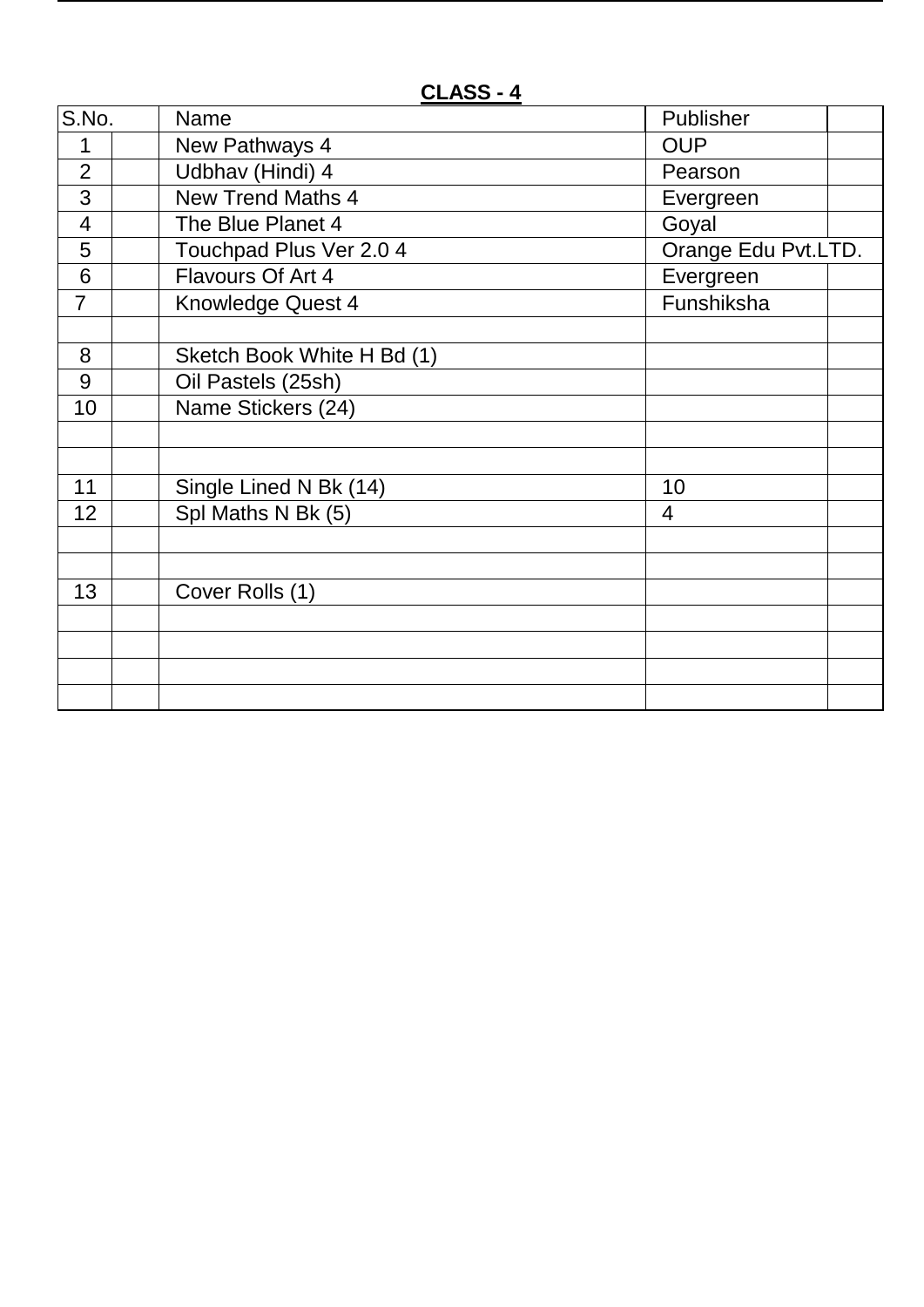**CLASS - 4**

| S.No. | | Name | Publisher | |
|---|---|---|---|---|
| 1 | | New Pathways 4 | OUP | |
| 2 | | Udbhav (Hindi) 4 | Pearson | |
| 3 | | New Trend Maths 4 | Evergreen | |
| 4 | | The Blue Planet 4 | Goyal | |
| 5 | | Touchpad Plus Ver 2.0 4 | Orange Edu Pvt.LTD. | |
| 6 | | Flavours Of Art 4 | Evergreen | |
| 7 | | Knowledge Quest 4 | Funshiksha | |
| | | | | |
| 8 | | Sketch Book White H Bd (1) | | |
| 9 | | Oil Pastels (25sh) | | |
| 10 | | Name Stickers (24) | | |
| | | | | |
| | | | | |
| 11 | | Single Lined N Bk (14) | 10 | |
| 12 | | Spl Maths N Bk (5) | 4 | |
| | | | | |
| | | | | |
| 13 | | Cover Rolls (1) | | |
| | | | | |
| | | | | |
| | | | | |
| | | | | |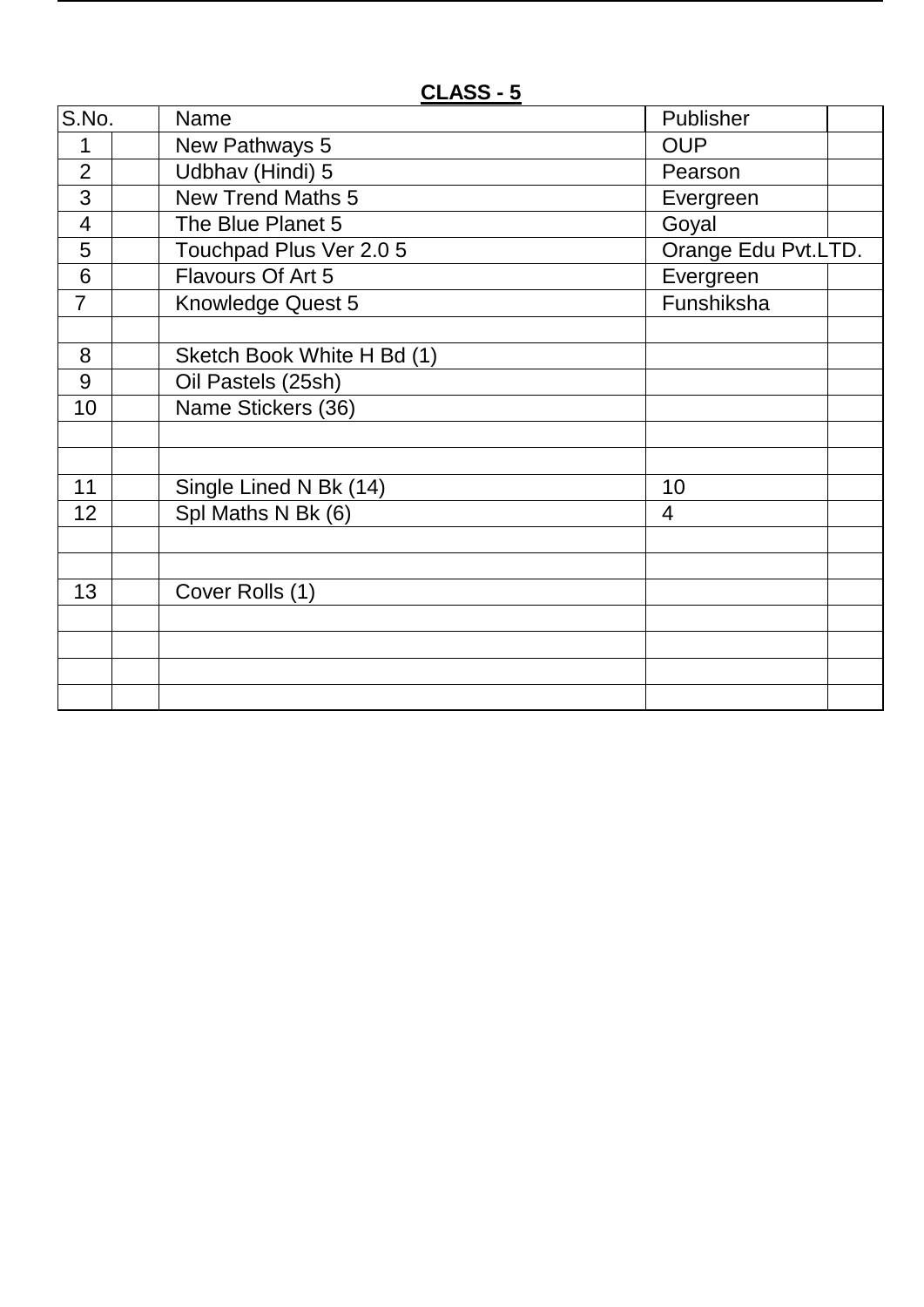## CLASS - 5

| S.No. | | Name | Publisher | |
|---|---|---|---|---|
| 1 | | New Pathways 5 | OUP | |
| 2 | | Udbhav (Hindi) 5 | Pearson | |
| 3 | | New Trend Maths 5 | Evergreen | |
| 4 | | The Blue Planet 5 | Goyal | |
| 5 | | Touchpad Plus Ver 2.0 5 | Orange Edu Pvt.LTD. | |
| 6 | | Flavours Of Art 5 | Evergreen | |
| 7 | | Knowledge Quest 5 | Funshiksha | |
| | | | | |
| 8 | | Sketch Book White H Bd (1) | | |
| 9 | | Oil Pastels (25sh) | | |
| 10 | | Name Stickers (36) | | |
| | | | | |
| | | | | |
| 11 | | Single Lined N Bk (14) | 10 | |
| 12 | | Spl Maths N Bk (6) | 4 | |
| | | | | |
| | | | | |
| 13 | | Cover Rolls (1) | | |
| | | | | |
| | | | | |
| | | | | |
| | | | | |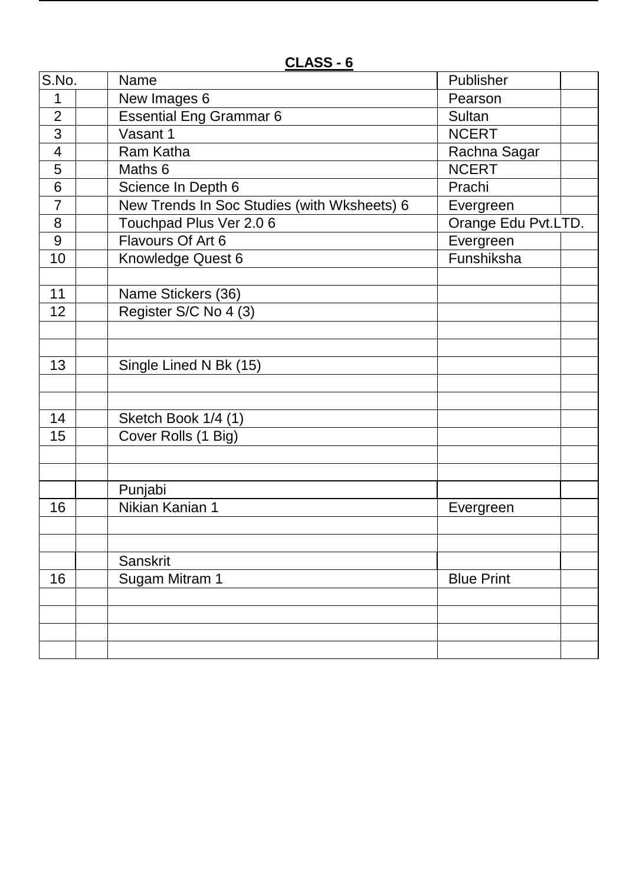**CLASS - 6**

| S.No. | | Name | Publisher | |
|---|---|---|---|---|
| 1 | | New Images 6 | Pearson | |
| 2 | | Essential Eng Grammar 6 | Sultan | |
| 3 | | Vasant 1 | NCERT | |
| 4 | | Ram Katha | Rachna Sagar | |
| 5 | | Maths 6 | NCERT | |
| 6 | | Science In Depth 6 | Prachi | |
| 7 | | New Trends In Soc Studies (with Wksheets) 6 | Evergreen | |
| 8 | | Touchpad Plus Ver 2.0 6 | Orange Edu Pvt.LTD. | |
| 9 | | Flavours Of Art 6 | Evergreen | |
| 10 | | Knowledge Quest 6 | Funshiksha | |
| | | | | |
| 11 | | Name Stickers (36) | | |
| 12 | | Register S/C No 4 (3) | | |
| | | | | |
| | | | | |
| 13 | | Single Lined N Bk (15) | | |
| | | | | |
| | | | | |
| 14 | | Sketch Book 1/4 (1) | | |
| 15 | | Cover Rolls (1 Big) | | |
| | | | | |
| | | | | |
| | | Punjabi | | |
| 16 | | Nikian Kanian 1 | Evergreen | |
| | | | | |
| | | | | |
| | | Sanskrit | | |
| 16 | | Sugam Mitram 1 | Blue Print | |
| | | | | |
| | | | | |
| | | | | |
| | | | | |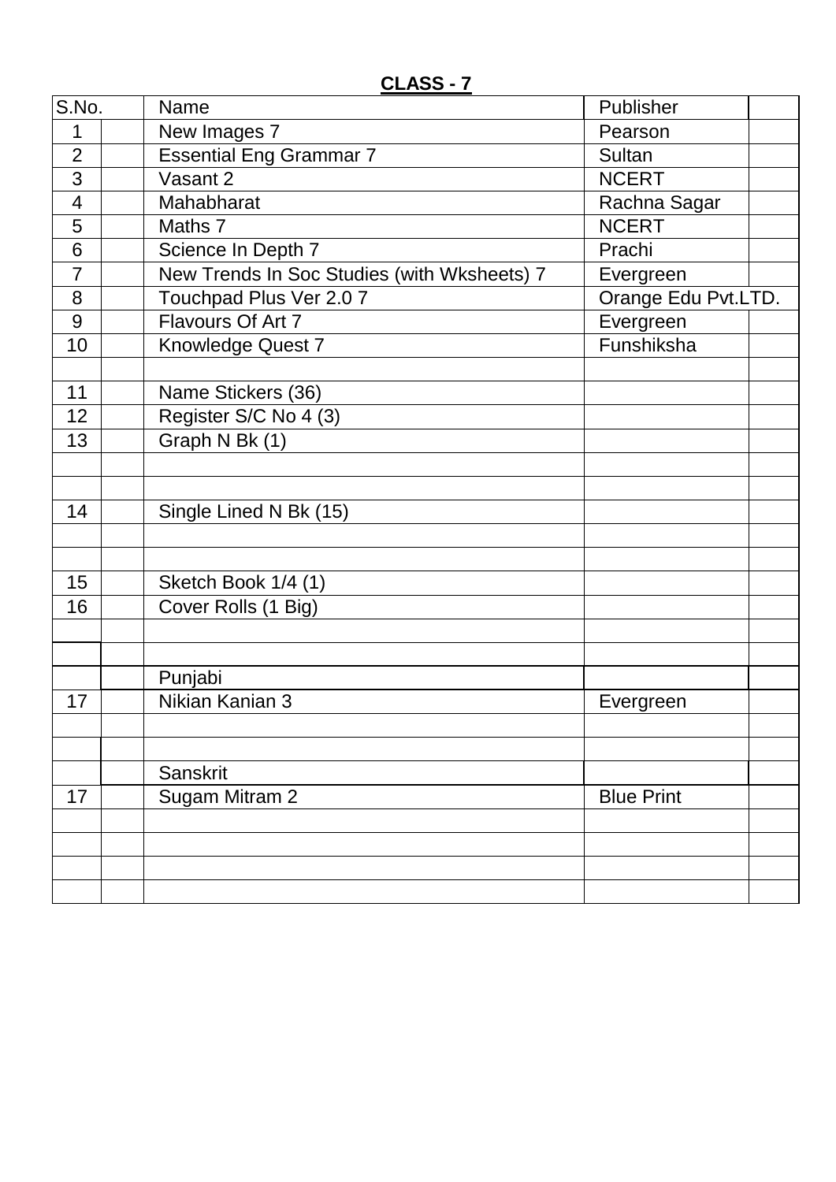**CLASS - 7**

| S.No. | | Name | Publisher | |
|---|---|---|---|---|
| 1 | | New Images 7 | Pearson | |
| 2 | | Essential Eng Grammar 7 | Sultan | |
| 3 | | Vasant 2 | NCERT | |
| 4 | | Mahabharat | Rachna Sagar | |
| 5 | | Maths 7 | NCERT | |
| 6 | | Science In Depth 7 | Prachi | |
| 7 | | New Trends In Soc Studies (with Wksheets) 7 | Evergreen | |
| 8 | | Touchpad Plus Ver 2.0 7 | Orange Edu Pvt.LTD. | |
| 9 | | Flavours Of Art 7 | Evergreen | |
| 10 | | Knowledge Quest 7 | Funshiksha | |
| | | | | |
| 11 | | Name Stickers (36) | | |
| 12 | | Register S/C No 4 (3) | | |
| 13 | | Graph N Bk (1) | | |
| | | | | |
| | | | | |
| 14 | | Single Lined N Bk (15) | | |
| | | | | |
| | | | | |
| 15 | | Sketch Book 1/4 (1) | | |
| 16 | | Cover Rolls (1 Big) | | |
| | | | | |
| | | | | |
| | | Punjabi | | |
| 17 | | Nikian Kanian 3 | Evergreen | |
| | | | | |
| | | | | |
| | | Sanskrit | | |
| 17 | | Sugam Mitram 2 | Blue Print | |
| | | | | |
| | | | | |
| | | | | |
| | | | | |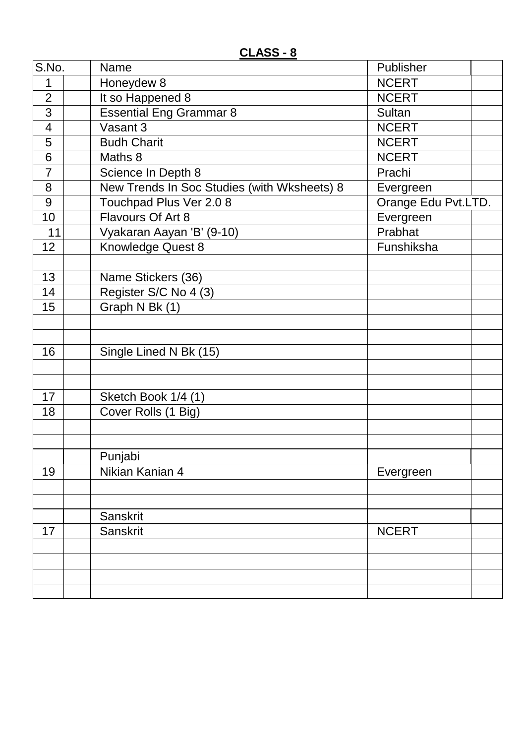**CLASS - 8**

| S.No. | | Name | Publisher | |
|---|---|---|---|---|
| 1 | | Honeydew 8 | NCERT | |
| 2 | | It so Happened 8 | NCERT | |
| 3 | | Essential Eng Grammar 8 | Sultan | |
| 4 | | Vasant 3 | NCERT | |
| 5 | | Budh Charit | NCERT | |
| 6 | | Maths 8 | NCERT | |
| 7 | | Science In Depth 8 | Prachi | |
| 8 | | New Trends In Soc Studies (with Wksheets) 8 | Evergreen | |
| 9 | | Touchpad Plus Ver 2.0 8 | Orange Edu Pvt.LTD. | |
| 10 | | Flavours Of Art 8 | Evergreen | |
| 11 | | Vyakaran Aayan 'B' (9-10) | Prabhat | |
| 12 | | Knowledge Quest 8 | Funshiksha | |
| | | | | |
| 13 | | Name Stickers (36) | | |
| 14 | | Register S/C No 4 (3) | | |
| 15 | | Graph N Bk (1) | | |
| | | | | |
| | | | | |
| 16 | | Single Lined N Bk (15) | | |
| | | | | |
| | | | | |
| 17 | | Sketch Book 1/4 (1) | | |
| 18 | | Cover Rolls (1 Big) | | |
| | | | | |
| | | | | |
| | | Punjabi | | |
| 19 | | Nikian Kanian 4 | Evergreen | |
| | | | | |
| | | | | |
| | | Sanskrit | | |
| 17 | | Sanskrit | NCERT | |
| | | | | |
| | | | | |
| | | | | |
| | | | | |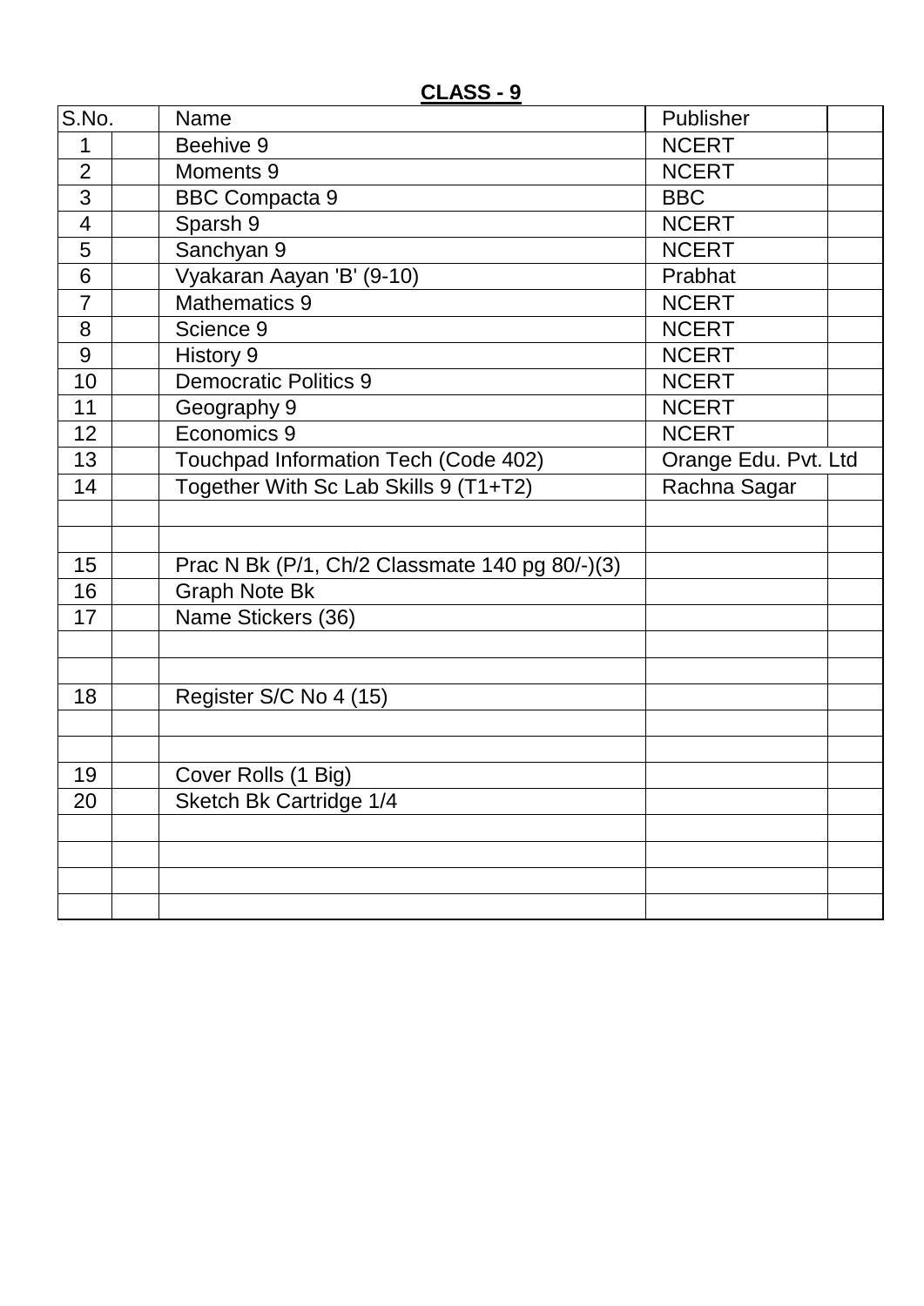**CLASS - 9**

| S.No. | | Name | Publisher | |
|---|---|---|---|---|
| 1 | | Beehive 9 | NCERT | |
| 2 | | Moments 9 | NCERT | |
| 3 | | BBC Compacta 9 | BBC | |
| 4 | | Sparsh 9 | NCERT | |
| 5 | | Sanchyan 9 | NCERT | |
| 6 | | Vyakaran Aayan 'B' (9-10) | Prabhat | |
| 7 | | Mathematics 9 | NCERT | |
| 8 | | Science 9 | NCERT | |
| 9 | | History 9 | NCERT | |
| 10 | | Democratic Politics 9 | NCERT | |
| 11 | | Geography 9 | NCERT | |
| 12 | | Economics 9 | NCERT | |
| 13 | | Touchpad Information Tech (Code 402) | Orange Edu. Pvt. Ltd | |
| 14 | | Together With Sc Lab Skills 9 (T1+T2) | Rachna Sagar | |
| | | | | |
| | | | | |
| 15 | | Prac N Bk (P/1, Ch/2 Classmate 140 pg 80/-)(3) | | |
| 16 | | Graph Note Bk | | |
| 17 | | Name Stickers (36) | | |
| | | | | |
| | | | | |
| 18 | | Register S/C No 4 (15) | | |
| | | | | |
| | | | | |
| 19 | | Cover Rolls (1 Big) | | |
| 20 | | Sketch Bk Cartridge 1/4 | | |
| | | | | |
| | | | | |
| | | | | |
| | | | | |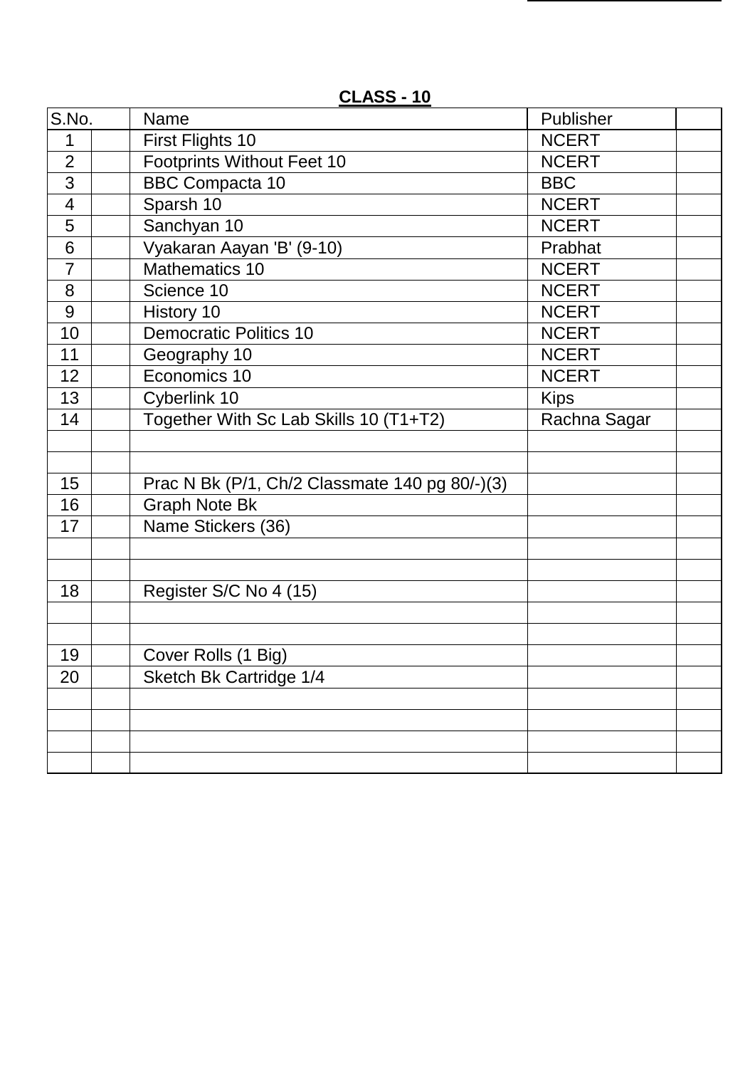**CLASS - 10**

| S.No. | | Name | Publisher | |
|---|---|---|---|---|
| 1 | | First Flights 10 | NCERT | |
| 2 | | Footprints Without Feet 10 | NCERT | |
| 3 | | BBC Compacta 10 | BBC | |
| 4 | | Sparsh 10 | NCERT | |
| 5 | | Sanchyan 10 | NCERT | |
| 6 | | Vyakaran Aayan 'B' (9-10) | Prabhat | |
| 7 | | Mathematics 10 | NCERT | |
| 8 | | Science 10 | NCERT | |
| 9 | | History 10 | NCERT | |
| 10 | | Democratic Politics 10 | NCERT | |
| 11 | | Geography 10 | NCERT | |
| 12 | | Economics 10 | NCERT | |
| 13 | | Cyberlink 10 | Kips | |
| 14 | | Together With Sc Lab Skills 10 (T1+T2) | Rachna Sagar | |
| | | | | |
| | | | | |
| 15 | | Prac N Bk (P/1, Ch/2 Classmate 140 pg 80/-)(3) | | |
| 16 | | Graph Note Bk | | |
| 17 | | Name Stickers (36) | | |
| | | | | |
| | | | | |
| 18 | | Register S/C No 4 (15) | | |
| | | | | |
| | | | | |
| 19 | | Cover Rolls (1 Big) | | |
| 20 | | Sketch Bk Cartridge 1/4 | | |
| | | | | |
| | | | | |
| | | | | |
| | | | | |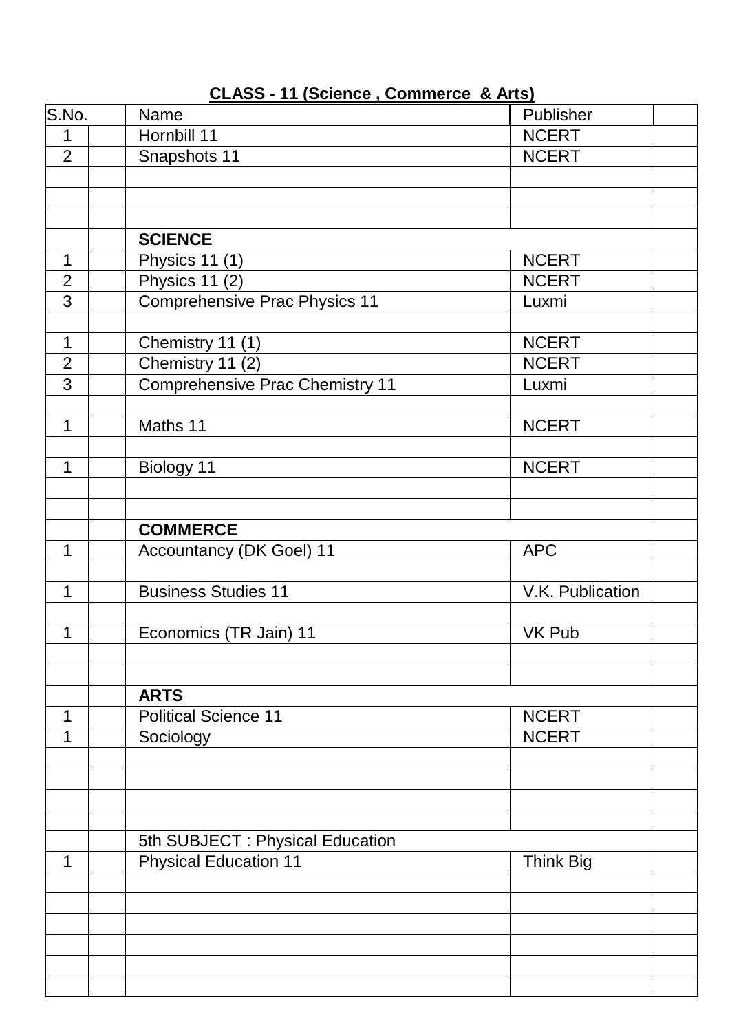**CLASS - 11 (Science , Commerce & Arts)**

| S.No. | | Name | Publisher | |
|---|---|---|---|---|
| 1 | | Hornbill 11 | NCERT | |
| 2 | | Snapshots 11 | NCERT | |
| | | | | |
| | | | | |
| | | | | |
| | | **SCIENCE** | | |
| 1 | | Physics 11 (1) | NCERT | |
| 2 | | Physics 11 (2) | NCERT | |
| 3 | | Comprehensive Prac Physics 11 | Luxmi | |
| | | | | |
| 1 | | Chemistry 11 (1) | NCERT | |
| 2 | | Chemistry 11 (2) | NCERT | |
| 3 | | Comprehensive Prac Chemistry 11 | Luxmi | |
| | | | | |
| 1 | | Maths 11 | NCERT | |
| | | | | |
| 1 | | Biology 11 | NCERT | |
| | | | | |
| | | | | |
| | | **COMMERCE** | | |
| 1 | | Accountancy (DK Goel) 11 | APC | |
| | | | | |
| 1 | | Business Studies 11 | V.K. Publication | |
| | | | | |
| 1 | | Economics (TR Jain) 11 | VK Pub | |
| | | | | |
| | | | | |
| | | **ARTS** | | |
| 1 | | Political Science 11 | NCERT | |
| 1 | | Sociology | NCERT | |
| | | | | |
| | | | | |
| | | | | |
| | | | | |
| | | 5th SUBJECT : Physical Education | | |
| 1 | | Physical Education 11 | Think Big | |
| | | | | |
| | | | | |
| | | | | |
| | | | | |
| | | | | |
| | | | | |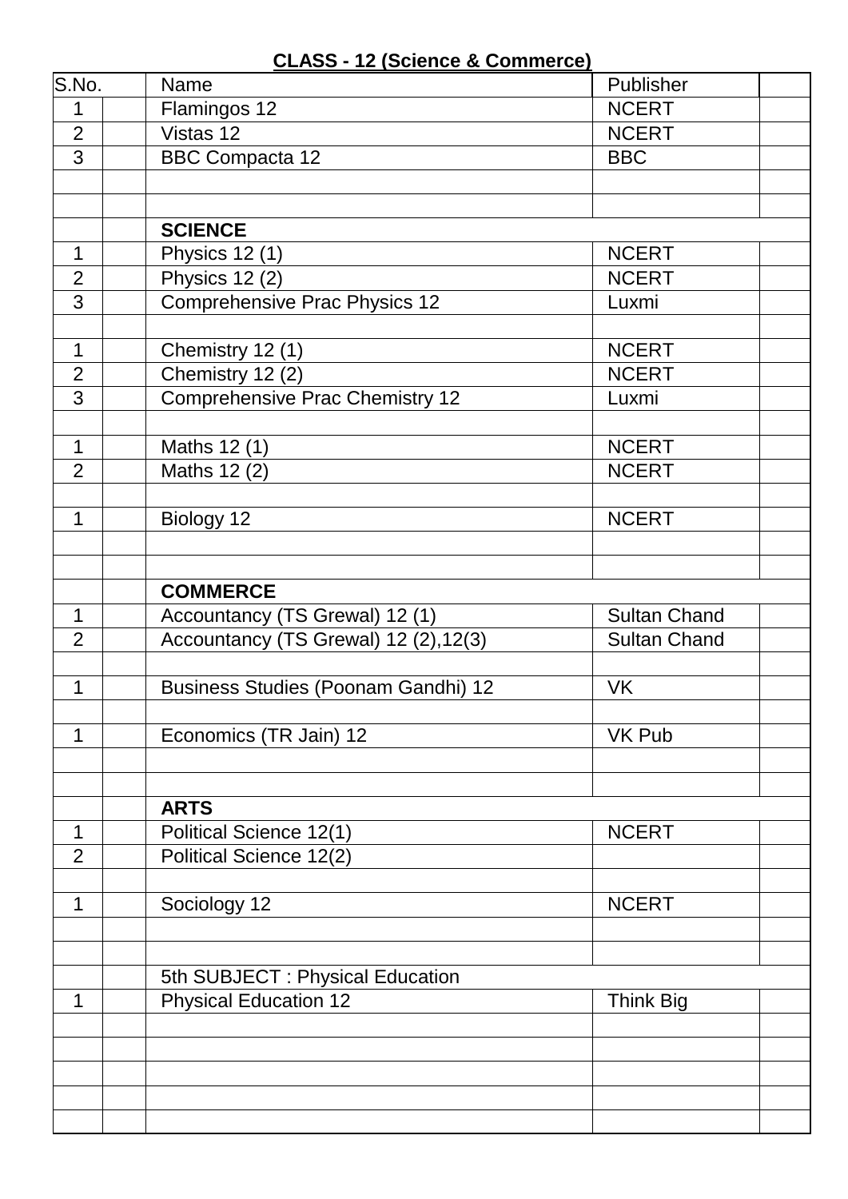**CLASS - 12 (Science & Commerce)**

| S.No. | | Name | Publisher | |
|---|---|---|---|---|
| 1 | | Flamingos 12 | NCERT | |
| 2 | | Vistas 12 | NCERT | |
| 3 | | BBC Compacta 12 | BBC | |
| | | | | |
| | | | | |
| | | **SCIENCE** | | |
| 1 | | Physics 12 (1) | NCERT | |
| 2 | | Physics 12 (2) | NCERT | |
| 3 | | Comprehensive Prac Physics 12 | Luxmi | |
| | | | | |
| 1 | | Chemistry 12 (1) | NCERT | |
| 2 | | Chemistry 12 (2) | NCERT | |
| 3 | | Comprehensive Prac Chemistry 12 | Luxmi | |
| | | | | |
| 1 | | Maths 12 (1) | NCERT | |
| 2 | | Maths 12 (2) | NCERT | |
| | | | | |
| 1 | | Biology 12 | NCERT | |
| | | | | |
| | | | | |
| | | **COMMERCE** | | |
| 1 | | Accountancy (TS Grewal) 12 (1) | Sultan Chand | |
| 2 | | Accountancy (TS Grewal) 12 (2),12(3) | Sultan Chand | |
| | | | | |
| 1 | | Business Studies (Poonam Gandhi) 12 | VK | |
| | | | | |
| 1 | | Economics (TR Jain) 12 | VK Pub | |
| | | | | |
| | | | | |
| | | **ARTS** | | |
| 1 | | Political Science 12(1) | NCERT | |
| 2 | | Political Science 12(2) | | |
| | | | | |
| 1 | | Sociology 12 | NCERT | |
| | | | | |
| | | | | |
| | | 5th SUBJECT : Physical Education | | |
| 1 | | Physical Education 12 | Think Big | |
| | | | | |
| | | | | |
| | | | | |
| | | | | |
| | | | | |